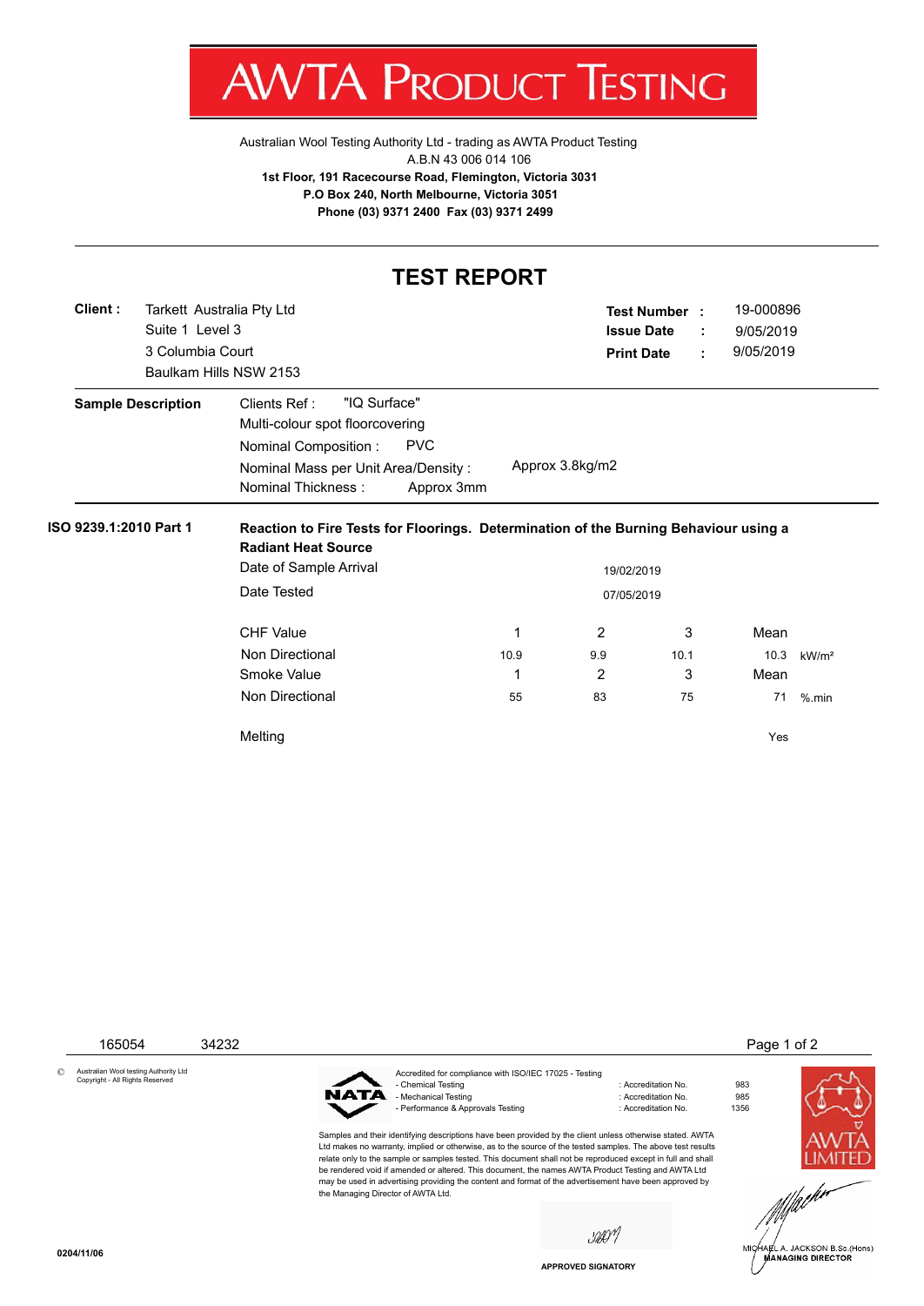# AWTA PRODUCT TESTING

Australian Wool Testing Authority Ltd - trading as AWTA Product Testing
A.B.N 43 006 014 106
**1st Floor, 191 Racecourse Road, Flemington, Victoria 3031**
**P.O Box 240, North Melbourne, Victoria 3051**
**Phone (03) 9371 2400 Fax (03) 9371 2499**

## TEST REPORT

**Client :** Tarkett Australia Pty Ltd
Suite 1 Level 3
3 Columbia Court
Baulkam Hills NSW 2153

**Test Number :** 19-000896
**Issue Date :** 9/05/2019
**Print Date :** 9/05/2019

**Sample Description**

Clients Ref : "IQ Surface"
Multi-colour spot floorcovering
Nominal Composition : PVC
Nominal Mass per Unit Area/Density : Approx 3.8kg/m2
Nominal Thickness : Approx 3mm

**ISO 9239.1:2010 Part 1**

**Reaction to Fire Tests for Floorings. Determination of the Burning Behaviour using a Radiant Heat Source**

Date of Sample Arrival: 19/02/2019
Date Tested: 07/05/2019

| CHF Value | 1 | 2 | 3 | Mean | |
|---|---|---|---|---|---|
| Non Directional | 10.9 | 9.9 | 10.1 | 10.3 | kW/m² |
| **Smoke Value** | **1** | **2** | **3** | **Mean** | |
| Non Directional | 55 | 83 | 75 | 71 | %.min |

Melting: Yes

165054 34232

© Australian Wool testing Authority Ltd Copyright - All Rights Reserved

Accredited for compliance with ISO/IEC 17025 - Testing

- Chemical Testing : Accreditation No. 983
- Mechanical Testing : Accreditation No. 985
- Performance & Approvals Testing : Accreditation No. 1356

Samples and their identifying descriptions have been provided by the client unless otherwise stated. AWTA Ltd makes no warranty, implied or otherwise, as to the source of the tested samples. The above test results relate only to the sample or samples tested. This document shall not be reproduced except in full and shall be rendered void if amended or altered. This document, the names AWTA Product Testing and AWTA Ltd may be used in advertising providing the content and format of the advertisement have been approved by the Managing Director of AWTA Ltd.

APPROVED SIGNATORY

MICHAEL A. JACKSON B.Sc.(Hons)
MANAGING DIRECTOR

0204/11/06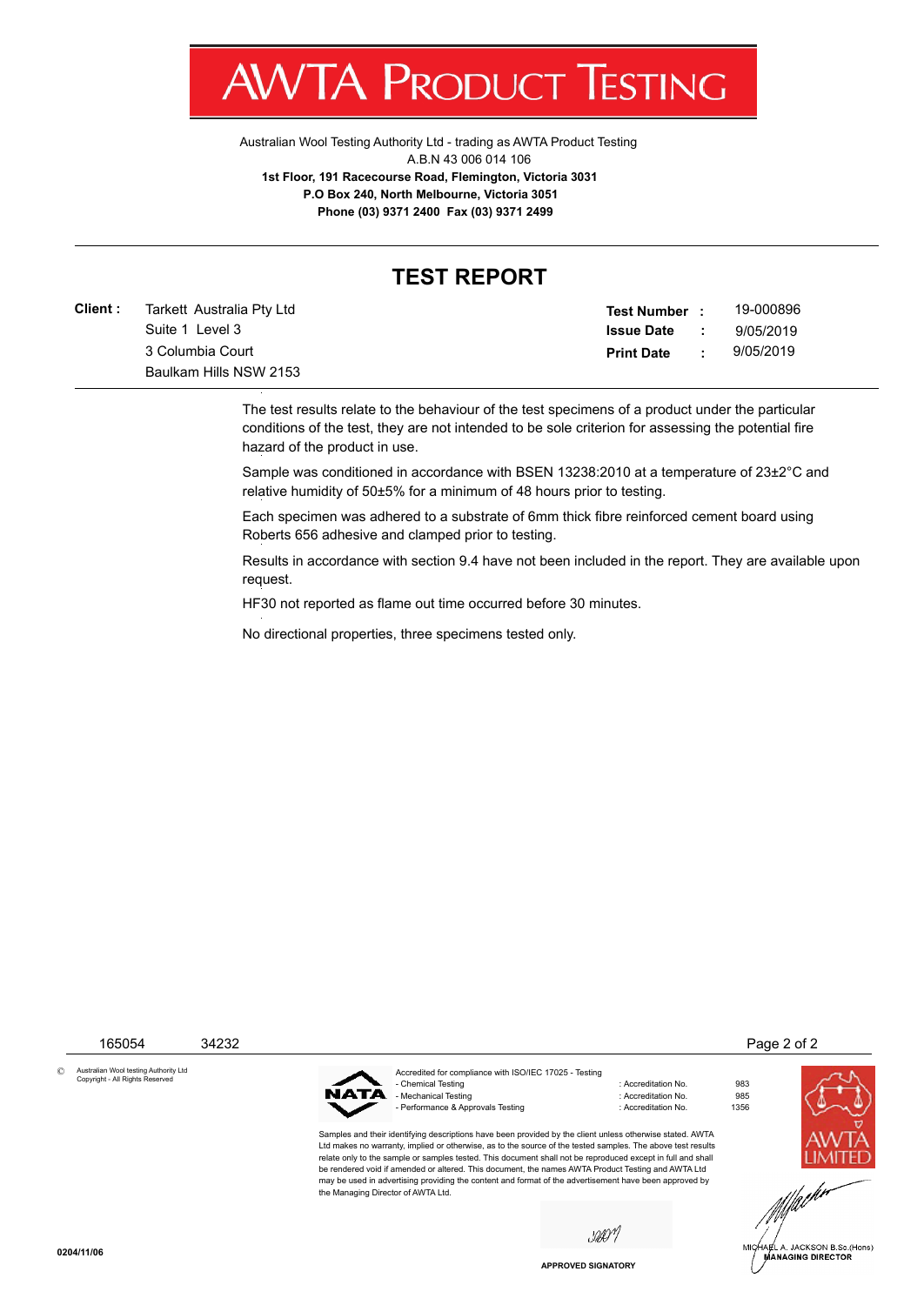# AWTA PRODUCT TESTING

Australian Wool Testing Authority Ltd - trading as AWTA Product Testing
A.B.N 43 006 014 106
**1st Floor, 191 Racecourse Road, Flemington, Victoria 3031**
**P.O Box 240, North Melbourne, Victoria 3051**
**Phone (03) 9371 2400 Fax (03) 9371 2499**

## TEST REPORT

| | | | | |
|---|---|---|---|---|
| **Client :** | Tarkett Australia Pty Ltd | **Test Number** | **:** | 19-000896 |
| | Suite 1 Level 3 | **Issue Date** | **:** | 9/05/2019 |
| | 3 Columbia Court | **Print Date** | **:** | 9/05/2019 |
| | Baulkam Hills NSW 2153 | | | |

The test results relate to the behaviour of the test specimens of a product under the particular conditions of the test, they are not intended to be sole criterion for assessing the potential fire hazard of the product in use.

Sample was conditioned in accordance with BSEN 13238:2010 at a temperature of 23±2°C and relative humidity of 50±5% for a minimum of 48 hours prior to testing.

Each specimen was adhered to a substrate of 6mm thick fibre reinforced cement board using Roberts 656 adhesive and clamped prior to testing.

Results in accordance with section 9.4 have not been included in the report. They are available upon request.

HF30 not reported as flame out time occurred before 30 minutes.

No directional properties, three specimens tested only.

165054 34232

© Australian Wool testing Authority Ltd
Copyright - All Rights Reserved

Accredited for compliance with ISO/IEC 17025 - Testing

| | | |
|---|---|---|
| - Chemical Testing | : Accreditation No. | 983 |
| - Mechanical Testing | : Accreditation No. | 985 |
| - Performance & Approvals Testing | : Accreditation No. | 1356 |

Samples and their identifying descriptions have been provided by the client unless otherwise stated. AWTA Ltd makes no warranty, implied or otherwise, as to the source of the tested samples. The above test results relate only to the sample or samples tested. This document shall not be reproduced except in full and shall be rendered void if amended or altered. This document, the names AWTA Product Testing and AWTA Ltd may be used in advertising providing the content and format of the advertisement have been approved by the Managing Director of AWTA Ltd.

AWTA LIMITED

MICHAEL A. JACKSON B.Sc.(Hons)
MANAGING DIRECTOR

APPROVED SIGNATORY

0204/11/06